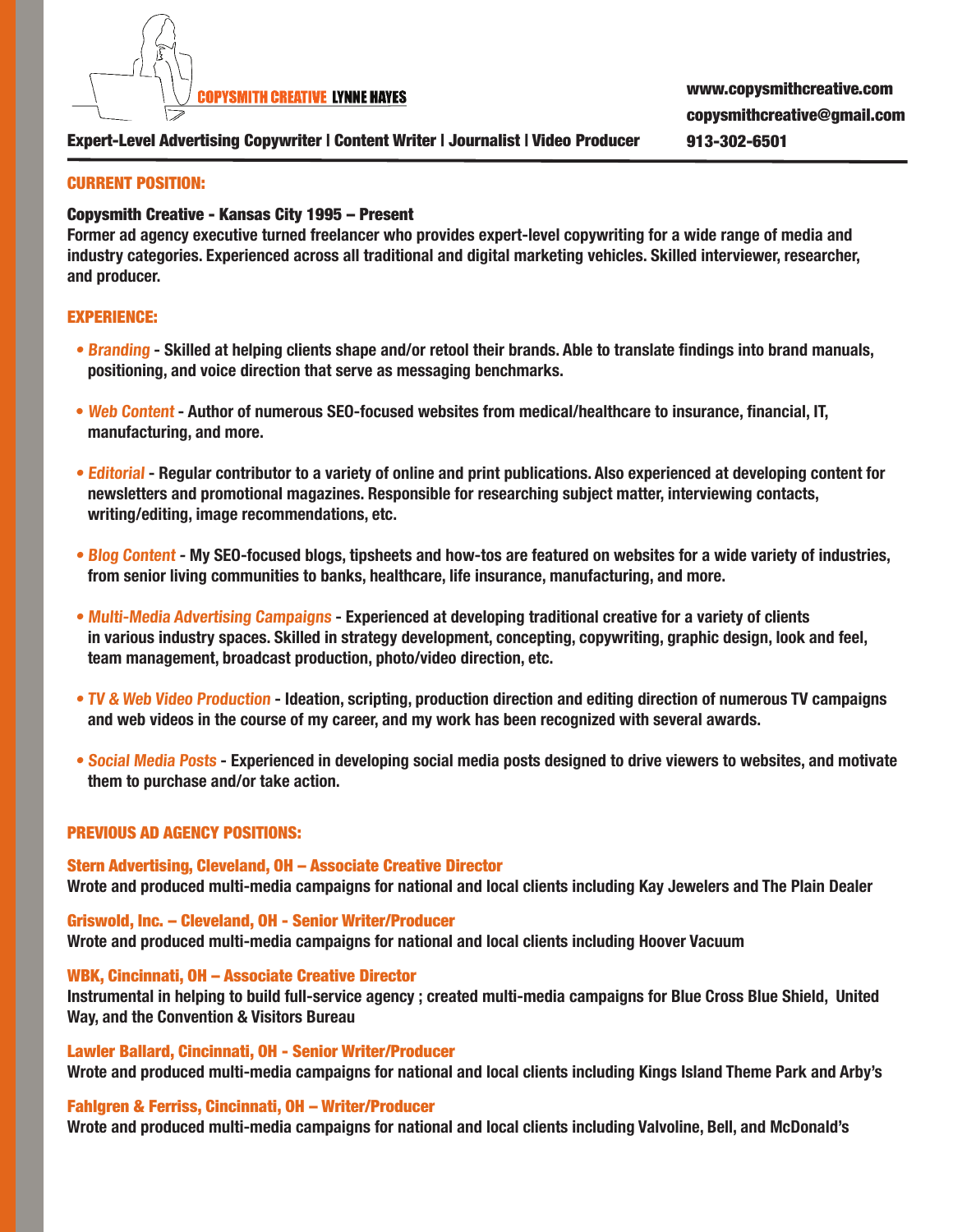**COPYSMITH CREATIVE** **LYNNE HAYES**

**Expert-Level Advertising Copywriter | Content Writer | Journalist | Video Producer**

www.copysmithcreative.com
copysmithcreative@gmail.com
913-302-6501

## CURRENT POSITION:

**Copysmith Creative - Kansas City 1995 – Present**
Former ad agency executive turned freelancer who provides expert-level copywriting for a wide range of media and industry categories. Experienced across all traditional and digital marketing vehicles. Skilled interviewer, researcher, and producer.

## EXPERIENCE:

- *Branding* - Skilled at helping clients shape and/or retool their brands. Able to translate findings into brand manuals, positioning, and voice direction that serve as messaging benchmarks.
- *Web Content* - Author of numerous SEO-focused websites from medical/healthcare to insurance, financial, IT, manufacturing, and more.
- *Editorial* - Regular contributor to a variety of online and print publications. Also experienced at developing content for newsletters and promotional magazines. Responsible for researching subject matter, interviewing contacts, writing/editing, image recommendations, etc.
- *Blog Content* - My SEO-focused blogs, tipsheets and how-tos are featured on websites for a wide variety of industries, from senior living communities to banks, healthcare, life insurance, manufacturing, and more.
- *Multi-Media Advertising Campaigns* - Experienced at developing traditional creative for a variety of clients in various industry spaces. Skilled in strategy development, concepting, copywriting, graphic design, look and feel, team management, broadcast production, photo/video direction, etc.
- *TV & Web Video Production* - Ideation, scripting, production direction and editing direction of numerous TV campaigns and web videos in the course of my career, and my work has been recognized with several awards.
- *Social Media Posts* - Experienced in developing social media posts designed to drive viewers to websites, and motivate them to purchase and/or take action.

## PREVIOUS AD AGENCY POSITIONS:

**Stern Advertising, Cleveland, OH – Associate Creative Director**
Wrote and produced multi-media campaigns for national and local clients including Kay Jewelers and The Plain Dealer

**Griswold, Inc. – Cleveland, OH - Senior Writer/Producer**
Wrote and produced multi-media campaigns for national and local clients including Hoover Vacuum

**WBK, Cincinnati, OH – Associate Creative Director**
Instrumental in helping to build full-service agency ; created multi-media campaigns for Blue Cross Blue Shield, United Way, and the Convention & Visitors Bureau

**Lawler Ballard, Cincinnati, OH - Senior Writer/Producer**
Wrote and produced multi-media campaigns for national and local clients including Kings Island Theme Park and Arby's

**Fahlgren & Ferriss, Cincinnati, OH – Writer/Producer**
Wrote and produced multi-media campaigns for national and local clients including Valvoline, Bell, and McDonald's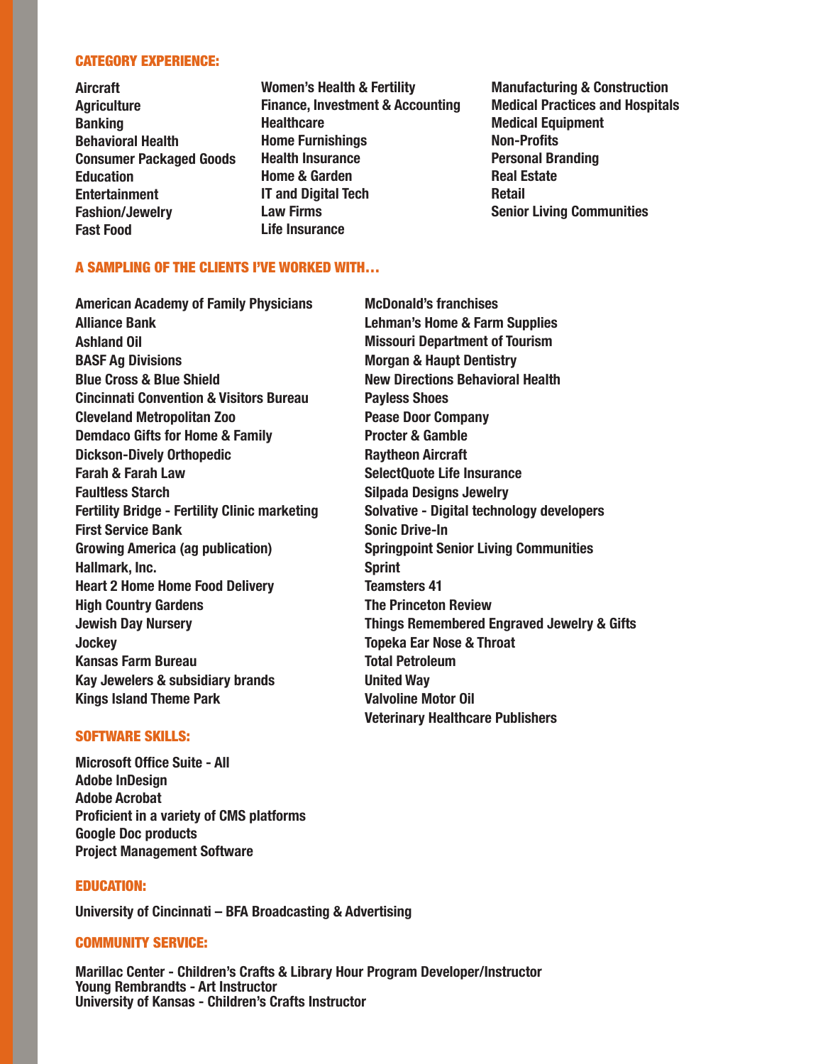## CATEGORY EXPERIENCE:

**Aircraft**
**Agriculture**
**Banking**
**Behavioral Health**
**Consumer Packaged Goods**
**Education**
**Entertainment**
**Fashion/Jewelry**
**Fast Food**
**Women's Health & Fertility**
**Finance, Investment & Accounting**
**Healthcare**
**Home Furnishings**
**Health Insurance**
**Home & Garden**
**IT and Digital Tech**
**Law Firms**
**Life Insurance**
**Manufacturing & Construction**
**Medical Practices and Hospitals**
**Medical Equipment**
**Non-Profits**
**Personal Branding**
**Real Estate**
**Retail**
**Senior Living Communities**

## A SAMPLING OF THE CLIENTS I'VE WORKED WITH…

**American Academy of Family Physicians**
**Alliance Bank**
**Ashland Oil**
**BASF Ag Divisions**
**Blue Cross & Blue Shield**
**Cincinnati Convention & Visitors Bureau**
**Cleveland Metropolitan Zoo**
**Demdaco Gifts for Home & Family**
**Dickson-Dively Orthopedic**
**Farah & Farah Law**
**Faultless Starch**
**Fertility Bridge - Fertility Clinic marketing**
**First Service Bank**
**Growing America (ag publication)**
**Hallmark, Inc.**
**Heart 2 Home Home Food Delivery**
**High Country Gardens**
**Jewish Day Nursery**
**Jockey**
**Kansas Farm Bureau**
**Kay Jewelers & subsidiary brands**
**Kings Island Theme Park**
**McDonald's franchises**
**Lehman's Home & Farm Supplies**
**Missouri Department of Tourism**
**Morgan & Haupt Dentistry**
**New Directions Behavioral Health**
**Payless Shoes**
**Pease Door Company**
**Procter & Gamble**
**Raytheon Aircraft**
**SelectQuote Life Insurance**
**Silpada Designs Jewelry**
**Solvative - Digital technology developers**
**Sonic Drive-In**
**Springpoint Senior Living Communities**
**Sprint**
**Teamsters 41**
**The Princeton Review**
**Things Remembered Engraved Jewelry & Gifts**
**Topeka Ear Nose & Throat**
**Total Petroleum**
**United Way**
**Valvoline Motor Oil**
**Veterinary Healthcare Publishers**

## SOFTWARE SKILLS:

**Microsoft Office Suite - All**
**Adobe InDesign**
**Adobe Acrobat**
**Proficient in a variety of CMS platforms**
**Google Doc products**
**Project Management Software**

## EDUCATION:

**University of Cincinnati – BFA Broadcasting & Advertising**

## COMMUNITY SERVICE:

**Marillac Center - Children's Crafts & Library Hour Program Developer/Instructor**
**Young Rembrandts - Art Instructor**
**University of Kansas - Children's Crafts Instructor**